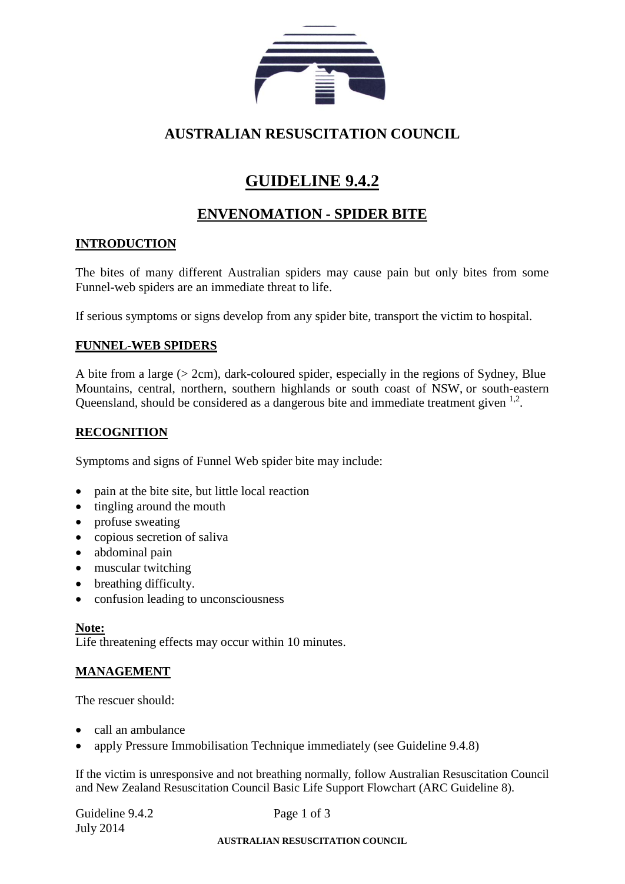# AUSTRALIAN RESUSCITATION COUNCIL

# GUIDELINE 9.4.2

## ENVENOMATION - SPIDER BITE

### INTRODUCTION

The bites of many different Australian spiders may cause pain but only bites from some Funnel-web spiders are an immediate threat to life.

If serious symptoms or signs develop from any spider bite, transport the victim to hospital.

### FUNNEL-WEB SPIDERS

A bite from a large (> 2cm), dark-coloured spider, especially in the regions of Sydney, Blue Mountains, central, northern, southern highlands or south coast of NSW, or south-eastern Queensland, should be considered as a dangerous bite and immediate treatment given [1,2].

### RECOGNITION

Symptoms and signs of Funnel Web spider bite may include:

- pain at the bite site, but little local reaction
- tingling around the mouth
- profuse sweating
- copious secretion of saliva
- abdominal pain
- muscular twitching
- breathing difficulty.
- confusion leading to unconsciousness

**Note:**
Life threatening effects may occur within 10 minutes.

### MANAGEMENT

The rescuer should:

- call an ambulance
- apply Pressure Immobilisation Technique immediately (see Guideline 9.4.8)

If the victim is unresponsive and not breathing normally, follow Australian Resuscitation Council and New Zealand Resuscitation Council Basic Life Support Flowchart (ARC Guideline 8).

Guideline 9.4.2
July 2014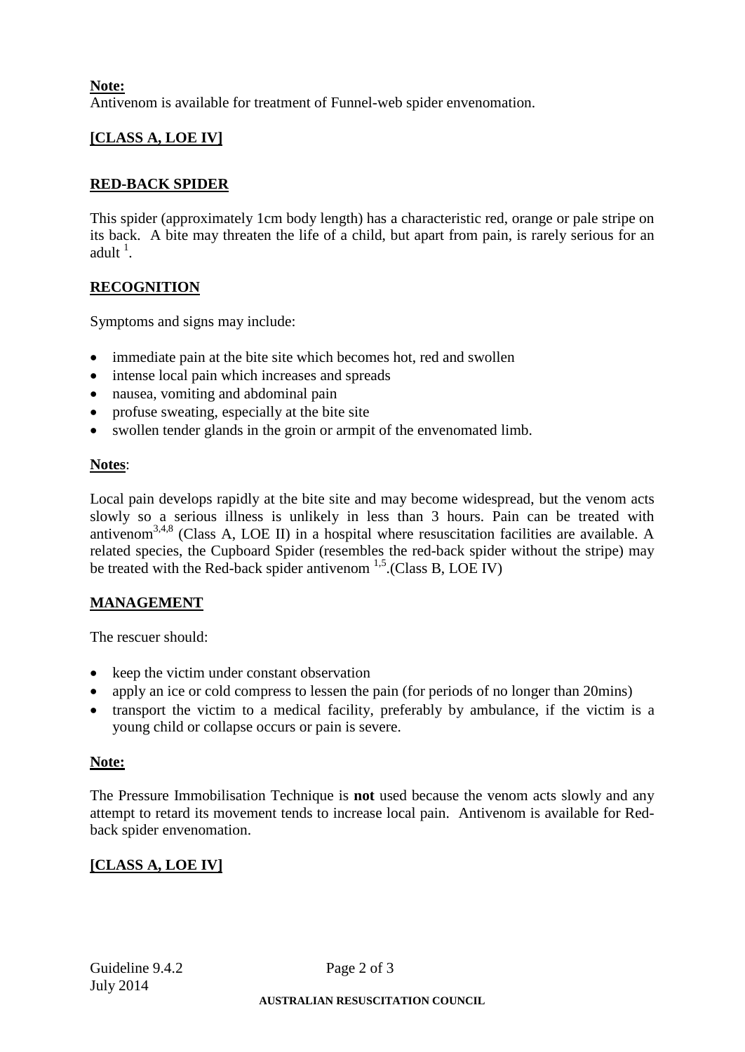**Note:**
Antivenom is available for treatment of Funnel-web spider envenomation.

**[CLASS A, LOE IV]**

## RED-BACK SPIDER

This spider (approximately 1cm body length) has a characteristic red, orange or pale stripe on its back. A bite may threaten the life of a child, but apart from pain, is rarely serious for an adult [1].

## RECOGNITION

Symptoms and signs may include:

- immediate pain at the bite site which becomes hot, red and swollen
- intense local pain which increases and spreads
- nausea, vomiting and abdominal pain
- profuse sweating, especially at the bite site
- swollen tender glands in the groin or armpit of the envenomated limb.

**Notes**:

Local pain develops rapidly at the bite site and may become widespread, but the venom acts slowly so a serious illness is unlikely in less than 3 hours. Pain can be treated with antivenom[3,4,8] (Class A, LOE II) in a hospital where resuscitation facilities are available. A related species, the Cupboard Spider (resembles the red-back spider without the stripe) may be treated with the Red-back spider antivenom [1,5].(Class B, LOE IV)

## MANAGEMENT

The rescuer should:

- keep the victim under constant observation
- apply an ice or cold compress to lessen the pain (for periods of no longer than 20mins)
- transport the victim to a medical facility, preferably by ambulance, if the victim is a young child or collapse occurs or pain is severe.

**Note:**

The Pressure Immobilisation Technique is **not** used because the venom acts slowly and any attempt to retard its movement tends to increase local pain. Antivenom is available for Red-back spider envenomation.

**[CLASS A, LOE IV]**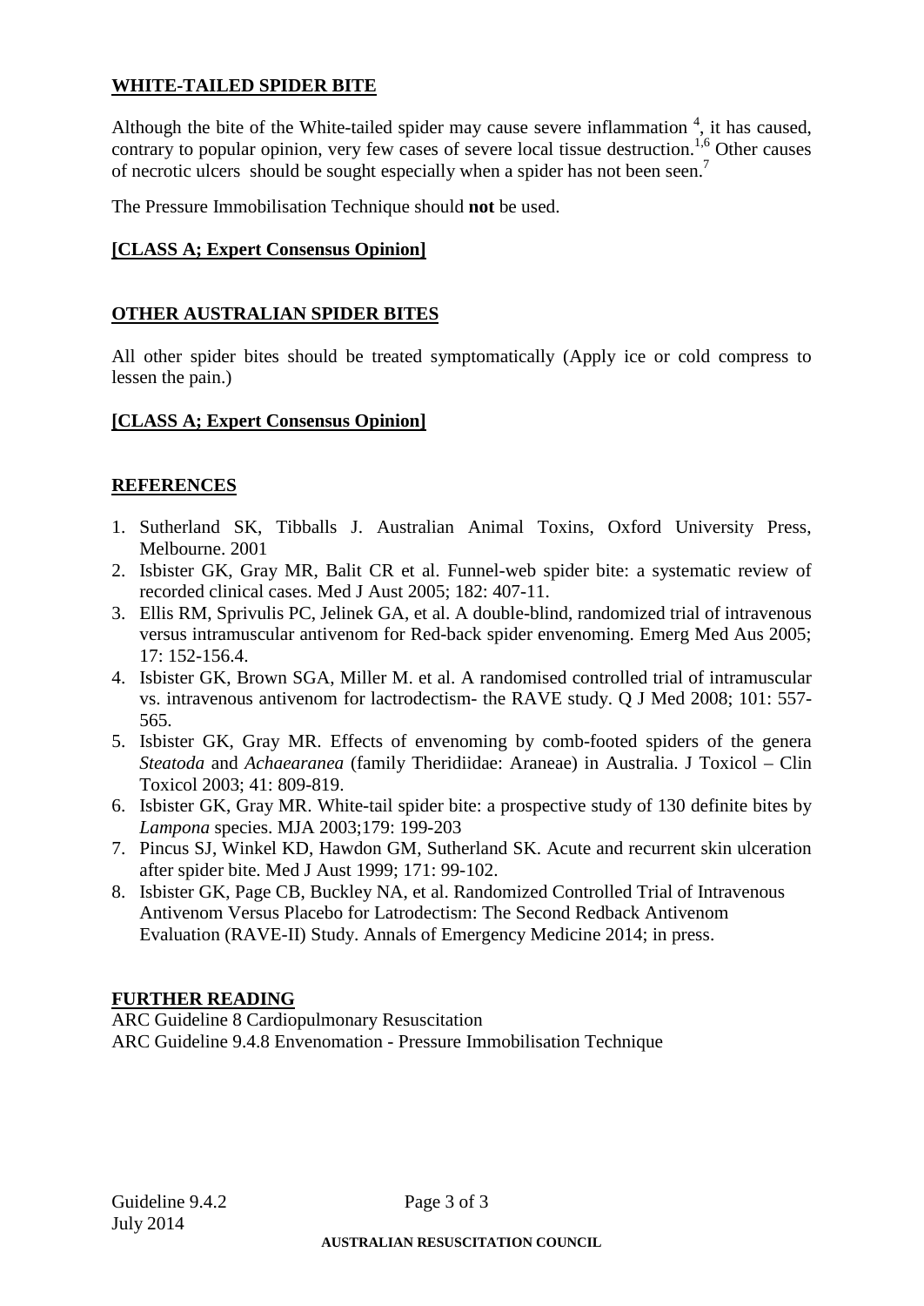## WHITE-TAILED SPIDER BITE

Although the bite of the White-tailed spider may cause severe inflammation [4], it has caused, contrary to popular opinion, very few cases of severe local tissue destruction.[1,6] Other causes of necrotic ulcers should be sought especially when a spider has not been seen.[7]

The Pressure Immobilisation Technique should **not** be used.

**[CLASS A; Expert Consensus Opinion]**

## OTHER AUSTRALIAN SPIDER BITES

All other spider bites should be treated symptomatically (Apply ice or cold compress to lessen the pain.)

**[CLASS A; Expert Consensus Opinion]**

## REFERENCES

1. Sutherland SK, Tibballs J. Australian Animal Toxins, Oxford University Press, Melbourne. 2001
2. Isbister GK, Gray MR, Balit CR et al. Funnel-web spider bite: a systematic review of recorded clinical cases. Med J Aust 2005; 182: 407-11.
3. Ellis RM, Sprivulis PC, Jelinek GA, et al. A double-blind, randomized trial of intravenous versus intramuscular antivenom for Red-back spider envenoming. Emerg Med Aus 2005; 17: 152-156.4.
4. Isbister GK, Brown SGA, Miller M. et al. A randomised controlled trial of intramuscular vs. intravenous antivenom for lactrodectism- the RAVE study. Q J Med 2008; 101: 557-565.
5. Isbister GK, Gray MR. Effects of envenoming by comb-footed spiders of the genera *Steatoda* and *Achaearanea* (family Theridiidae: Araneae) in Australia. J Toxicol – Clin Toxicol 2003; 41: 809-819.
6. Isbister GK, Gray MR. White-tail spider bite: a prospective study of 130 definite bites by *Lampona* species. MJA 2003;179: 199-203
7. Pincus SJ, Winkel KD, Hawdon GM, Sutherland SK. Acute and recurrent skin ulceration after spider bite. Med J Aust 1999; 171: 99-102.
8. Isbister GK, Page CB, Buckley NA, et al. Randomized Controlled Trial of Intravenous Antivenom Versus Placebo for Latrodectism: The Second Redback Antivenom Evaluation (RAVE-II) Study. Annals of Emergency Medicine 2014; in press.

## FURTHER READING

ARC Guideline 8 Cardiopulmonary Resuscitation
ARC Guideline 9.4.8 Envenomation - Pressure Immobilisation Technique